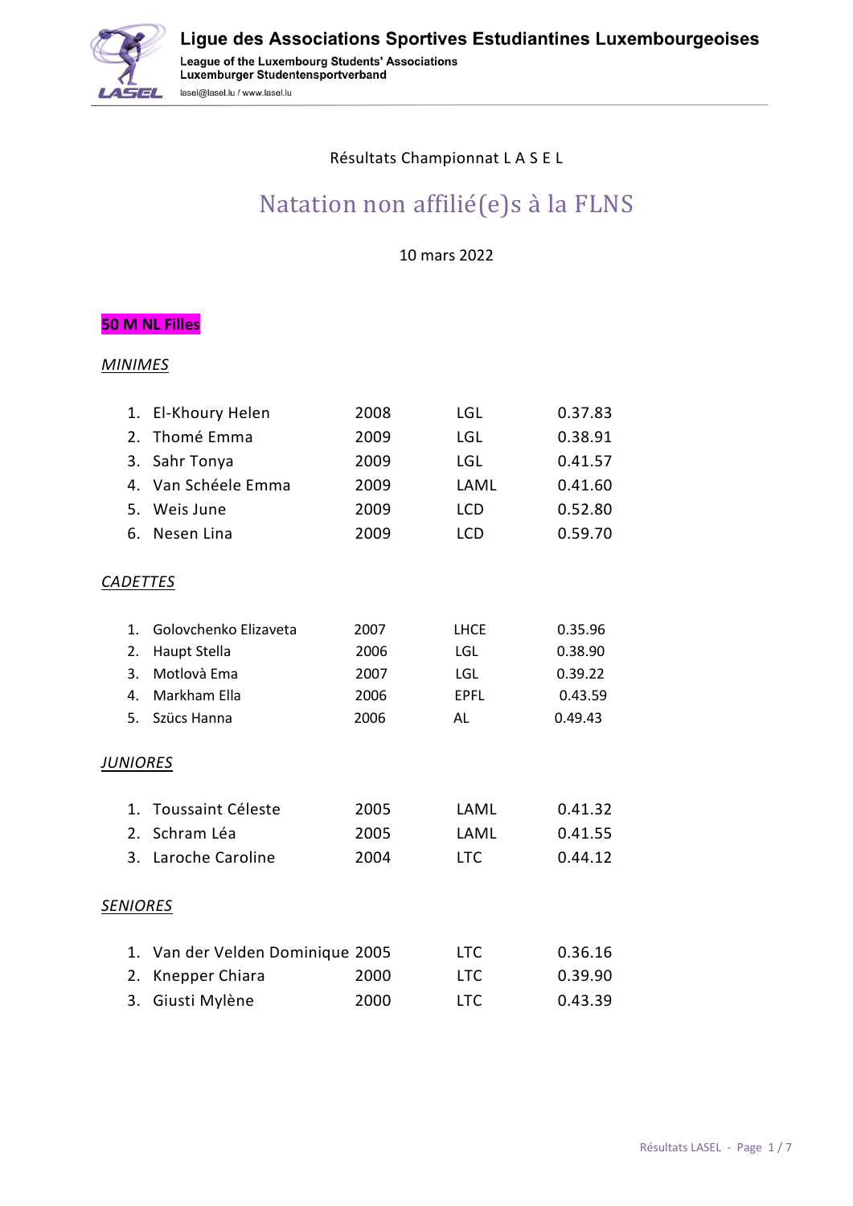Ligue des Associations Sportives Estudiantines Luxembourgeoises

League of the Luxembourg Students' Associations
Luxemburger Studentensportverband

lasel@lasel.lu / www.lasel.lu

Résultats Championnat L A S E L

# Natation non affilié(e)s à la FLNS

10 mars 2022

## 50 M NL Filles

### *MINIMES*

| | Nom | Année | École | Temps |
|---|---|---|---|---|
| 1. | El-Khoury Helen | 2008 | LGL | 0.37.83 |
| 2. | Thomé Emma | 2009 | LGL | 0.38.91 |
| 3. | Sahr Tonya | 2009 | LGL | 0.41.57 |
| 4. | Van Schéele Emma | 2009 | LAML | 0.41.60 |
| 5. | Weis June | 2009 | LCD | 0.52.80 |
| 6. | Nesen Lina | 2009 | LCD | 0.59.70 |

### *CADETTES*

| | Nom | Année | École | Temps |
|---|---|---|---|---|
| 1. | Golovchenko Elizaveta | 2007 | LHCE | 0.35.96 |
| 2. | Haupt Stella | 2006 | LGL | 0.38.90 |
| 3. | Motlovà Ema | 2007 | LGL | 0.39.22 |
| 4. | Markham Ella | 2006 | EPFL | 0.43.59 |
| 5. | Szücs Hanna | 2006 | AL | 0.49.43 |

### *JUNIORES*

| | Nom | Année | École | Temps |
|---|---|---|---|---|
| 1. | Toussaint Céleste | 2005 | LAML | 0.41.32 |
| 2. | Schram Léa | 2005 | LAML | 0.41.55 |
| 3. | Laroche Caroline | 2004 | LTC | 0.44.12 |

### *SENIORES*

| | Nom | Année | École | Temps |
|---|---|---|---|---|
| 1. | Van der Velden Dominique | 2005 | LTC | 0.36.16 |
| 2. | Knepper Chiara | 2000 | LTC | 0.39.90 |
| 3. | Giusti Mylène | 2000 | LTC | 0.43.39 |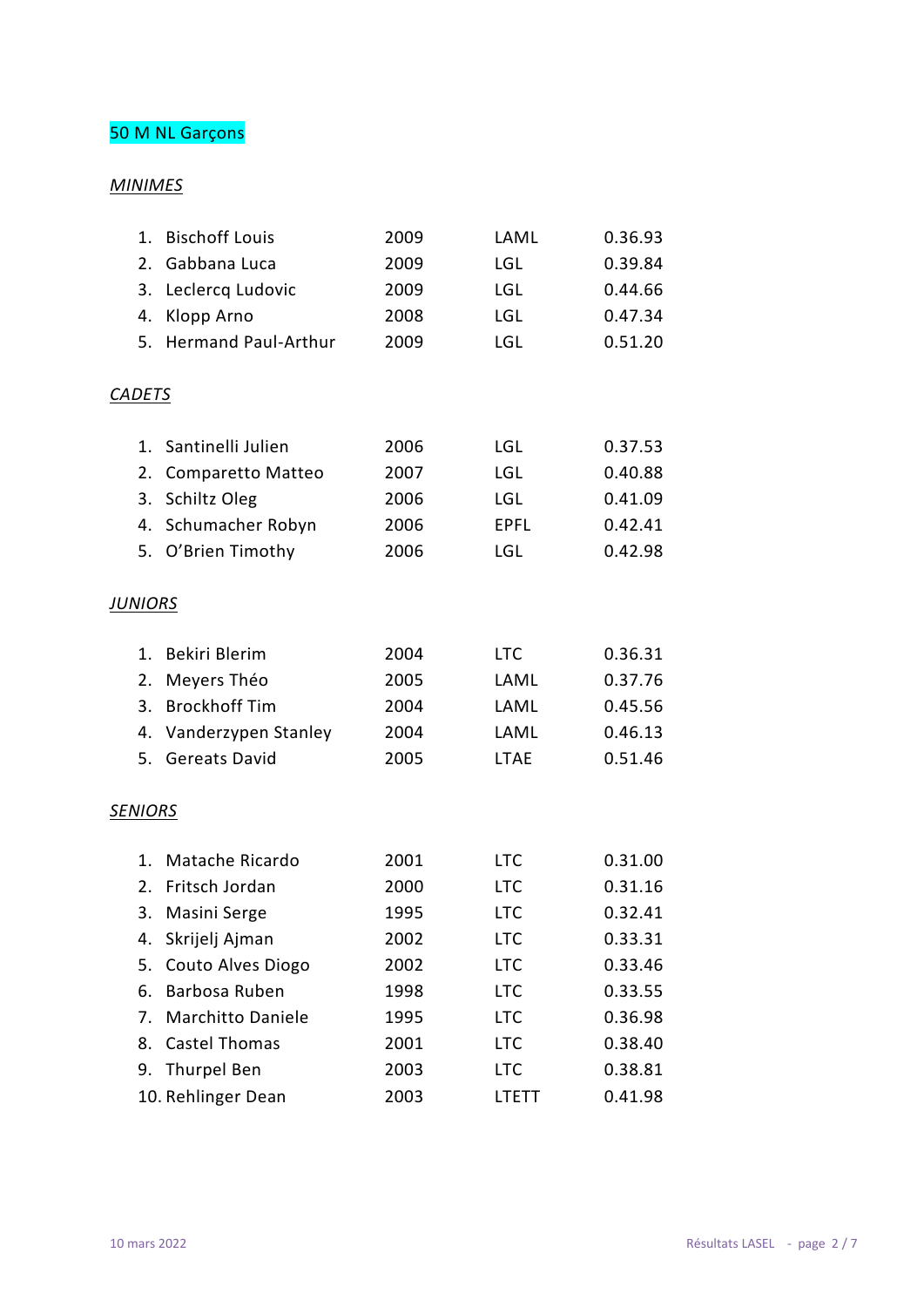## 50 M NL Garçons

*MINIMES*

| | | | |
|---|---|---|---|
| 1. Bischoff Louis | 2009 | LAML | 0.36.93 |
| 2. Gabbana Luca | 2009 | LGL | 0.39.84 |
| 3. Leclercq Ludovic | 2009 | LGL | 0.44.66 |
| 4. Klopp Arno | 2008 | LGL | 0.47.34 |
| 5. Hermand Paul-Arthur | 2009 | LGL | 0.51.20 |

*CADETS*

| | | | |
|---|---|---|---|
| 1. Santinelli Julien | 2006 | LGL | 0.37.53 |
| 2. Comparetto Matteo | 2007 | LGL | 0.40.88 |
| 3. Schiltz Oleg | 2006 | LGL | 0.41.09 |
| 4. Schumacher Robyn | 2006 | EPFL | 0.42.41 |
| 5. O'Brien Timothy | 2006 | LGL | 0.42.98 |

*JUNIORS*

| | | | |
|---|---|---|---|
| 1. Bekiri Blerim | 2004 | LTC | 0.36.31 |
| 2. Meyers Théo | 2005 | LAML | 0.37.76 |
| 3. Brockhoff Tim | 2004 | LAML | 0.45.56 |
| 4. Vanderzypen Stanley | 2004 | LAML | 0.46.13 |
| 5. Gereats David | 2005 | LTAE | 0.51.46 |

*SENIORS*

| | | | |
|---|---|---|---|
| 1. Matache Ricardo | 2001 | LTC | 0.31.00 |
| 2. Fritsch Jordan | 2000 | LTC | 0.31.16 |
| 3. Masini Serge | 1995 | LTC | 0.32.41 |
| 4. Skrijelj Ajman | 2002 | LTC | 0.33.31 |
| 5. Couto Alves Diogo | 2002 | LTC | 0.33.46 |
| 6. Barbosa Ruben | 1998 | LTC | 0.33.55 |
| 7. Marchitto Daniele | 1995 | LTC | 0.36.98 |
| 8. Castel Thomas | 2001 | LTC | 0.38.40 |
| 9. Thurpel Ben | 2003 | LTC | 0.38.81 |
| 10. Rehlinger Dean | 2003 | LTETT | 0.41.98 |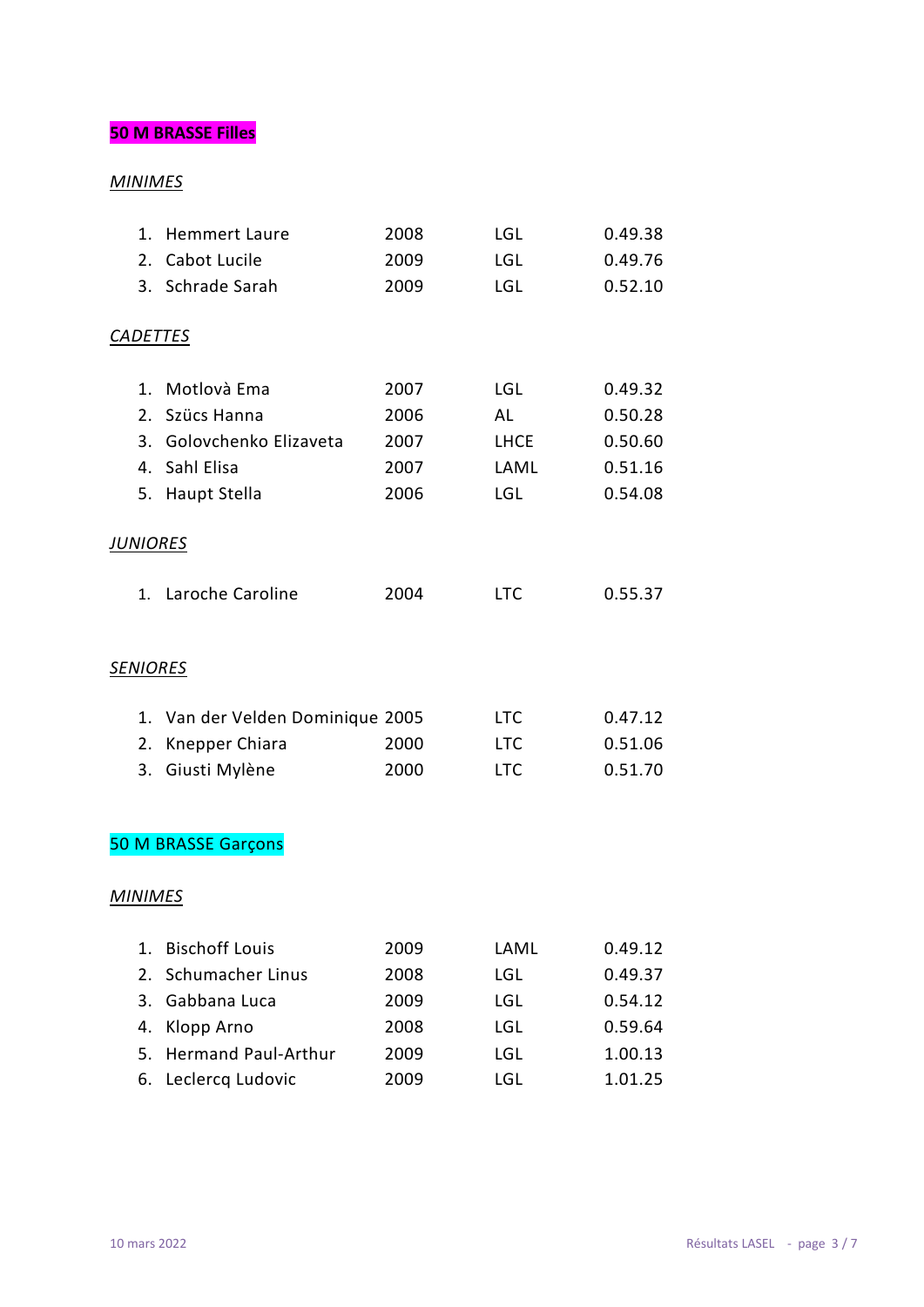## **50 M BRASSE Filles**

*MINIMES*

| | | | | |
|---|---|---|---|---|
| 1. | Hemmert Laure | 2008 | LGL | 0.49.38 |
| 2. | Cabot Lucile | 2009 | LGL | 0.49.76 |
| 3. | Schrade Sarah | 2009 | LGL | 0.52.10 |

*CADETTES*

| | | | | |
|---|---|---|---|---|
| 1. | Motlovà Ema | 2007 | LGL | 0.49.32 |
| 2. | Szücs Hanna | 2006 | AL | 0.50.28 |
| 3. | Golovchenko Elizaveta | 2007 | LHCE | 0.50.60 |
| 4. | Sahl Elisa | 2007 | LAML | 0.51.16 |
| 5. | Haupt Stella | 2006 | LGL | 0.54.08 |

*JUNIORES*

| | | | | |
|---|---|---|---|---|
| 1. | Laroche Caroline | 2004 | LTC | 0.55.37 |

*SENIORES*

| | | | | |
|---|---|---|---|---|
| 1. | Van der Velden Dominique | 2005 | LTC | 0.47.12 |
| 2. | Knepper Chiara | 2000 | LTC | 0.51.06 |
| 3. | Giusti Mylène | 2000 | LTC | 0.51.70 |

## 50 M BRASSE Garçons

*MINIMES*

| | | | | |
|---|---|---|---|---|
| 1. | Bischoff Louis | 2009 | LAML | 0.49.12 |
| 2. | Schumacher Linus | 2008 | LGL | 0.49.37 |
| 3. | Gabbana Luca | 2009 | LGL | 0.54.12 |
| 4. | Klopp Arno | 2008 | LGL | 0.59.64 |
| 5. | Hermand Paul-Arthur | 2009 | LGL | 1.00.13 |
| 6. | Leclercq Ludovic | 2009 | LGL | 1.01.25 |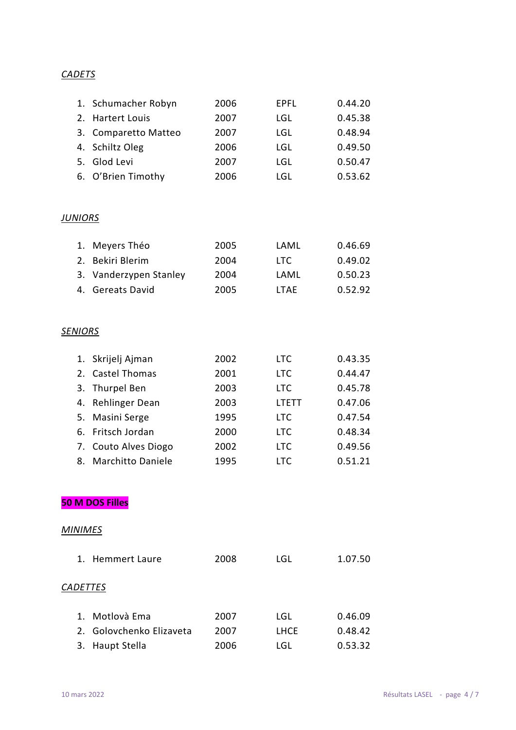*CADETS*

| | | | |
|---|---|---|---|
| 1. Schumacher Robyn | 2006 | EPFL | 0.44.20 |
| 2. Hartert Louis | 2007 | LGL | 0.45.38 |
| 3. Comparetto Matteo | 2007 | LGL | 0.48.94 |
| 4. Schiltz Oleg | 2006 | LGL | 0.49.50 |
| 5. Glod Levi | 2007 | LGL | 0.50.47 |
| 6. O'Brien Timothy | 2006 | LGL | 0.53.62 |

*JUNIORS*

| | | | |
|---|---|---|---|
| 1. Meyers Théo | 2005 | LAML | 0.46.69 |
| 2. Bekiri Blerim | 2004 | LTC | 0.49.02 |
| 3. Vanderzypen Stanley | 2004 | LAML | 0.50.23 |
| 4. Gereats David | 2005 | LTAE | 0.52.92 |

*SENIORS*

| | | | |
|---|---|---|---|
| 1. Skrijelj Ajman | 2002 | LTC | 0.43.35 |
| 2. Castel Thomas | 2001 | LTC | 0.44.47 |
| 3. Thurpel Ben | 2003 | LTC | 0.45.78 |
| 4. Rehlinger Dean | 2003 | LTETT | 0.47.06 |
| 5. Masini Serge | 1995 | LTC | 0.47.54 |
| 6. Fritsch Jordan | 2000 | LTC | 0.48.34 |
| 7. Couto Alves Diogo | 2002 | LTC | 0.49.56 |
| 8. Marchitto Daniele | 1995 | LTC | 0.51.21 |

**50 M DOS Filles**

*MINIMES*

| | | | |
|---|---|---|---|
| 1. Hemmert Laure | 2008 | LGL | 1.07.50 |

*CADETTES*

| | | | |
|---|---|---|---|
| 1. Motlovà Ema | 2007 | LGL | 0.46.09 |
| 2. Golovchenko Elizaveta | 2007 | LHCE | 0.48.42 |
| 3. Haupt Stella | 2006 | LGL | 0.53.32 |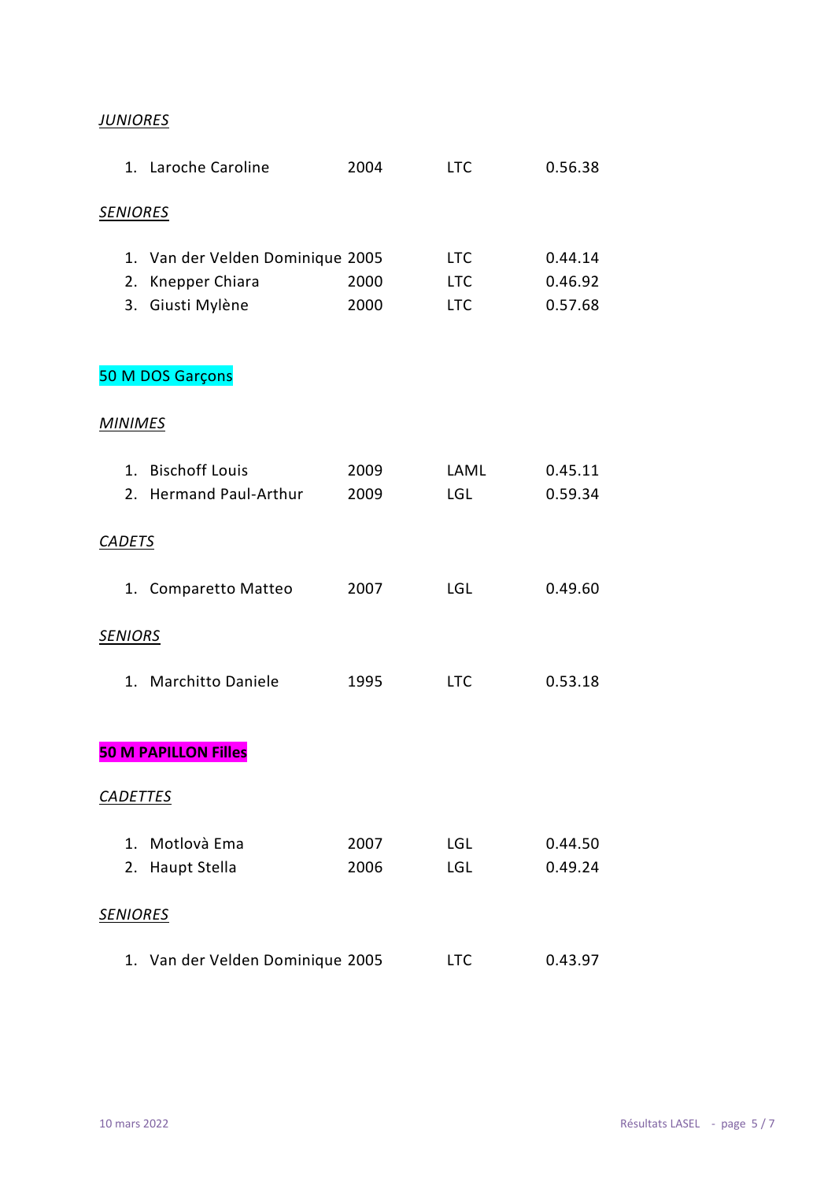*JUNIORES*

1. Laroche Caroline 2004 LTC 0.56.38

*SENIORES*

1. Van der Velden Dominique 2005 LTC 0.44.14
2. Knepper Chiara 2000 LTC 0.46.92
3. Giusti Mylène 2000 LTC 0.57.68

## 50 M DOS Garçons

*MINIMES*

1. Bischoff Louis 2009 LAML 0.45.11
2. Hermand Paul-Arthur 2009 LGL 0.59.34

*CADETS*

1. Comparetto Matteo 2007 LGL 0.49.60

*SENIORS*

1. Marchitto Daniele 1995 LTC 0.53.18

## **50 M PAPILLON Filles**

*CADETTES*

1. Motlovà Ema 2007 LGL 0.44.50
2. Haupt Stella 2006 LGL 0.49.24

*SENIORES*

1. Van der Velden Dominique 2005 LTC 0.43.97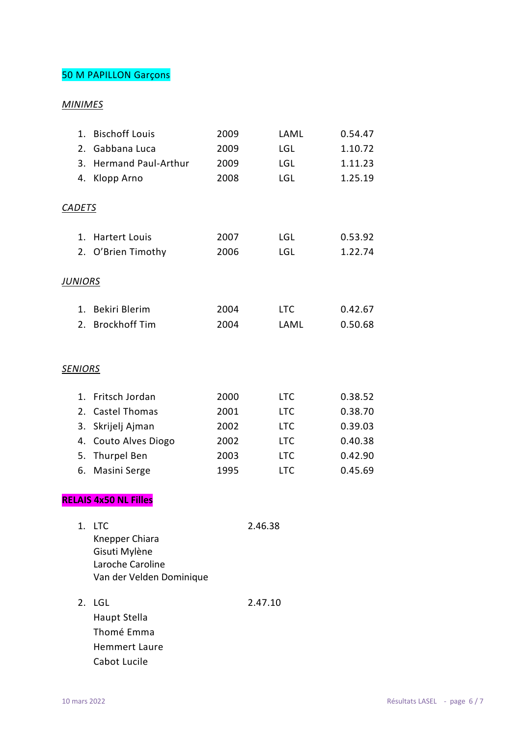## 50 M PAPILLON Garçons

### *MINIMES*

| | Nom | Année | Club | Temps |
|---|---|---|---|---|
| 1. | Bischoff Louis | 2009 | LAML | 0.54.47 |
| 2. | Gabbana Luca | 2009 | LGL | 1.10.72 |
| 3. | Hermand Paul-Arthur | 2009 | LGL | 1.11.23 |
| 4. | Klopp Arno | 2008 | LGL | 1.25.19 |

### *CADETS*

| | Nom | Année | Club | Temps |
|---|---|---|---|---|
| 1. | Hartert Louis | 2007 | LGL | 0.53.92 |
| 2. | O'Brien Timothy | 2006 | LGL | 1.22.74 |

### *JUNIORS*

| | Nom | Année | Club | Temps |
|---|---|---|---|---|
| 1. | Bekiri Blerim | 2004 | LTC | 0.42.67 |
| 2. | Brockhoff Tim | 2004 | LAML | 0.50.68 |

### *SENIORS*

| | Nom | Année | Club | Temps |
|---|---|---|---|---|
| 1. | Fritsch Jordan | 2000 | LTC | 0.38.52 |
| 2. | Castel Thomas | 2001 | LTC | 0.38.70 |
| 3. | Skrijelj Ajman | 2002 | LTC | 0.39.03 |
| 4. | Couto Alves Diogo | 2002 | LTC | 0.40.38 |
| 5. | Thurpel Ben | 2003 | LTC | 0.42.90 |
| 6. | Masini Serge | 1995 | LTC | 0.45.69 |

## **RELAIS 4x50 NL Filles**

1. LTC — 2.46.38
   Knepper Chiara
   Gisuti Mylène
   Laroche Caroline
   Van der Velden Dominique

2. LGL — 2.47.10
   Haupt Stella
   Thomé Emma
   Hemmert Laure
   Cabot Lucile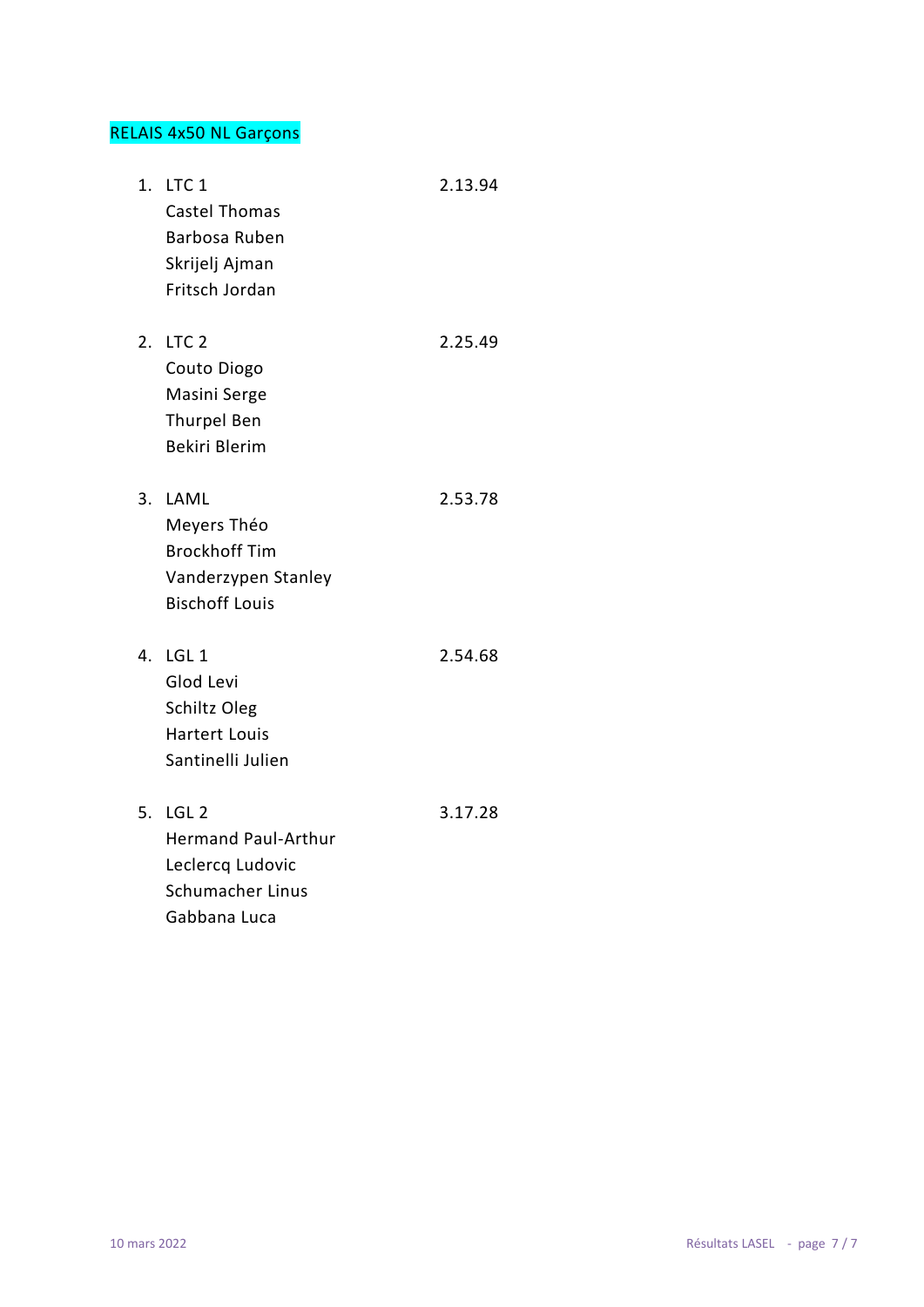## RELAIS 4x50 NL Garçons

1. LTC 1 — 2.13.94
   Castel Thomas
   Barbosa Ruben
   Skrijelj Ajman
   Fritsch Jordan

2. LTC 2 — 2.25.49
   Couto Diogo
   Masini Serge
   Thurpel Ben
   Bekiri Blerim

3. LAML — 2.53.78
   Meyers Théo
   Brockhoff Tim
   Vanderzypen Stanley
   Bischoff Louis

4. LGL 1 — 2.54.68
   Glod Levi
   Schiltz Oleg
   Hartert Louis
   Santinelli Julien

5. LGL 2 — 3.17.28
   Hermand Paul-Arthur
   Leclercq Ludovic
   Schumacher Linus
   Gabbana Luca